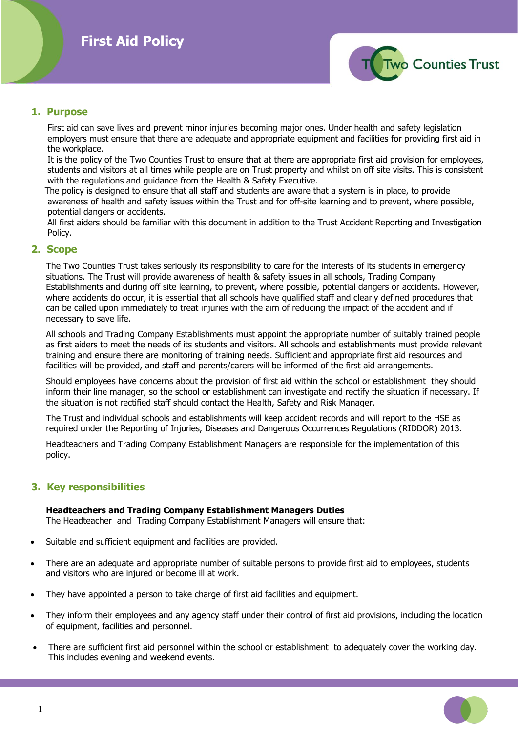# First Aid Policy

## 1. Purpose

First aid can save lives and prevent minor injuries becoming major ones. Under health and safety legislation employers must ensure that there are adequate and appropriate equipment and facilities for providing first aid in the workplace.

It is the policy of the Two Counties Trust to ensure that at there are appropriate first aid provision for employees, students and visitors at all times while people are on Trust property and whilst on off site visits. This is consistent with the regulations and guidance from the Health & Safety Executive.

The policy is designed to ensure that all staff and students are aware that a system is in place, to provide awareness of health and safety issues within the Trust and for off-site learning and to prevent, where possible, potential dangers or accidents.

All first aiders should be familiar with this document in addition to the Trust Accident Reporting and Investigation Policy.

## 2. Scope

The Two Counties Trust takes seriously its responsibility to care for the interests of its students in emergency situations. The Trust will provide awareness of health & safety issues in all schools, Trading Company Establishments and during off site learning, to prevent, where possible, potential dangers or accidents. However, where accidents do occur, it is essential that all schools have qualified staff and clearly defined procedures that can be called upon immediately to treat injuries with the aim of reducing the impact of the accident and if necessary to save life.

All schools and Trading Company Establishments must appoint the appropriate number of suitably trained people as first aiders to meet the needs of its students and visitors. All schools and establishments must provide relevant training and ensure there are monitoring of training needs. Sufficient and appropriate first aid resources and facilities will be provided, and staff and parents/carers will be informed of the first aid arrangements.

Should employees have concerns about the provision of first aid within the school or establishment they should inform their line manager, so the school or establishment can investigate and rectify the situation if necessary. If the situation is not rectified staff should contact the Health, Safety and Risk Manager.

The Trust and individual schools and establishments will keep accident records and will report to the HSE as required under the Reporting of Injuries, Diseases and Dangerous Occurrences Regulations (RIDDOR) 2013.

Headteachers and Trading Company Establishment Managers are responsible for the implementation of this policy.

## 3. Key responsibilities

**Headteachers and Trading Company Establishment Managers Duties**

The Headteacher and Trading Company Establishment Managers will ensure that:

- Suitable and sufficient equipment and facilities are provided.
- There are an adequate and appropriate number of suitable persons to provide first aid to employees, students and visitors who are injured or become ill at work.
- They have appointed a person to take charge of first aid facilities and equipment.
- They inform their employees and any agency staff under their control of first aid provisions, including the location of equipment, facilities and personnel.
- There are sufficient first aid personnel within the school or establishment to adequately cover the working day. This includes evening and weekend events.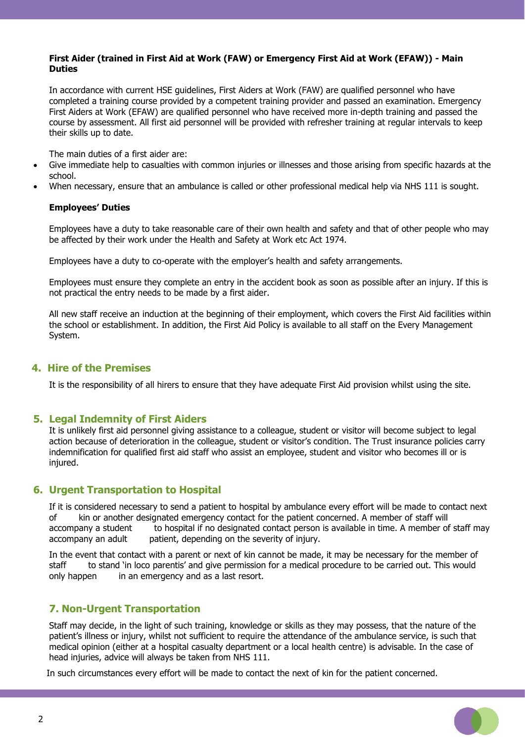**First Aider (trained in First Aid at Work (FAW) or Emergency First Aid at Work (EFAW)) - Main Duties**

In accordance with current HSE guidelines, First Aiders at Work (FAW) are qualified personnel who have completed a training course provided by a competent training provider and passed an examination. Emergency First Aiders at Work (EFAW) are qualified personnel who have received more in-depth training and passed the course by assessment. All first aid personnel will be provided with refresher training at regular intervals to keep their skills up to date.

The main duties of a first aider are:

- Give immediate help to casualties with common injuries or illnesses and those arising from specific hazards at the school.
- When necessary, ensure that an ambulance is called or other professional medical help via NHS 111 is sought.

**Employees' Duties**

Employees have a duty to take reasonable care of their own health and safety and that of other people who may be affected by their work under the Health and Safety at Work etc Act 1974.

Employees have a duty to co-operate with the employer's health and safety arrangements.

Employees must ensure they complete an entry in the accident book as soon as possible after an injury. If this is not practical the entry needs to be made by a first aider.

All new staff receive an induction at the beginning of their employment, which covers the First Aid facilities within the school or establishment. In addition, the First Aid Policy is available to all staff on the Every Management System.

## 4. Hire of the Premises

It is the responsibility of all hirers to ensure that they have adequate First Aid provision whilst using the site.

## 5. Legal Indemnity of First Aiders

It is unlikely first aid personnel giving assistance to a colleague, student or visitor will become subject to legal action because of deterioration in the colleague, student or visitor's condition. The Trust insurance policies carry indemnification for qualified first aid staff who assist an employee, student and visitor who becomes ill or is injured.

## 6. Urgent Transportation to Hospital

If it is considered necessary to send a patient to hospital by ambulance every effort will be made to contact next of kin or another designated emergency contact for the patient concerned. A member of staff will accompany a student to hospital if no designated contact person is available in time. A member of staff may accompany an adult patient, depending on the severity of injury.

In the event that contact with a parent or next of kin cannot be made, it may be necessary for the member of staff to stand 'in loco parentis' and give permission for a medical procedure to be carried out. This would only happen in an emergency and as a last resort.

## 7. Non-Urgent Transportation

Staff may decide, in the light of such training, knowledge or skills as they may possess, that the nature of the patient's illness or injury, whilst not sufficient to require the attendance of the ambulance service, is such that medical opinion (either at a hospital casualty department or a local health centre) is advisable. In the case of head injuries, advice will always be taken from NHS 111.

In such circumstances every effort will be made to contact the next of kin for the patient concerned.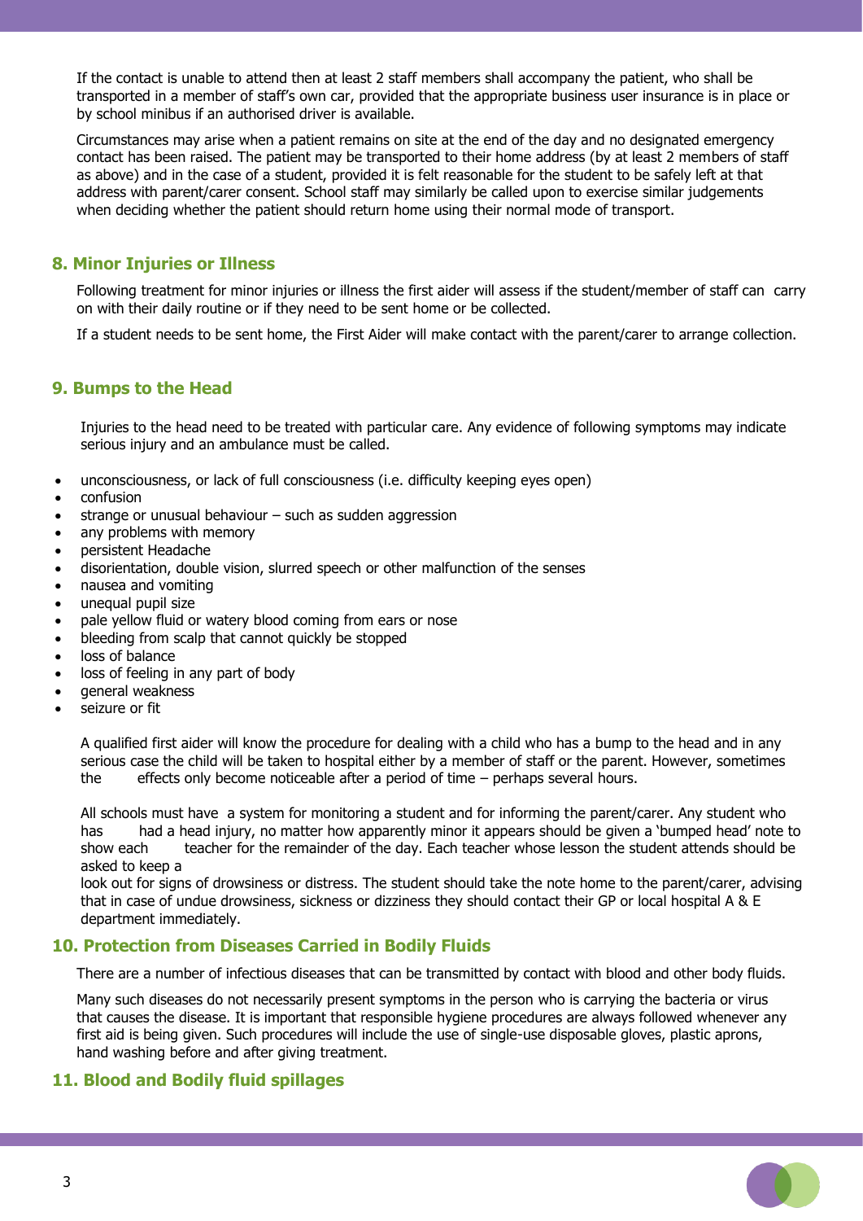If the contact is unable to attend then at least 2 staff members shall accompany the patient, who shall be transported in a member of staff's own car, provided that the appropriate business user insurance is in place or by school minibus if an authorised driver is available.

Circumstances may arise when a patient remains on site at the end of the day and no designated emergency contact has been raised. The patient may be transported to their home address (by at least 2 members of staff as above) and in the case of a student, provided it is felt reasonable for the student to be safely left at that address with parent/carer consent. School staff may similarly be called upon to exercise similar judgements when deciding whether the patient should return home using their normal mode of transport.

## 8. Minor Injuries or Illness

Following treatment for minor injuries or illness the first aider will assess if the student/member of staff can carry on with their daily routine or if they need to be sent home or be collected.

If a student needs to be sent home, the First Aider will make contact with the parent/carer to arrange collection.

## 9. Bumps to the Head

Injuries to the head need to be treated with particular care. Any evidence of following symptoms may indicate serious injury and an ambulance must be called.

- unconsciousness, or lack of full consciousness (i.e. difficulty keeping eyes open)
- confusion
- strange or unusual behaviour – such as sudden aggression
- any problems with memory
- persistent Headache
- disorientation, double vision, slurred speech or other malfunction of the senses
- nausea and vomiting
- unequal pupil size
- pale yellow fluid or watery blood coming from ears or nose
- bleeding from scalp that cannot quickly be stopped
- loss of balance
- loss of feeling in any part of body
- general weakness
- seizure or fit

A qualified first aider will know the procedure for dealing with a child who has a bump to the head and in any serious case the child will be taken to hospital either by a member of staff or the parent. However, sometimes the effects only become noticeable after a period of time – perhaps several hours.

All schools must have a system for monitoring a student and for informing the parent/carer. Any student who has had a head injury, no matter how apparently minor it appears should be given a 'bumped head' note to show each teacher for the remainder of the day. Each teacher whose lesson the student attends should be asked to keep a look out for signs of drowsiness or distress. The student should take the note home to the parent/carer, advising that in case of undue drowsiness, sickness or dizziness they should contact their GP or local hospital A & E department immediately.

## 10. Protection from Diseases Carried in Bodily Fluids

There are a number of infectious diseases that can be transmitted by contact with blood and other body fluids.

Many such diseases do not necessarily present symptoms in the person who is carrying the bacteria or virus that causes the disease. It is important that responsible hygiene procedures are always followed whenever any first aid is being given. Such procedures will include the use of single-use disposable gloves, plastic aprons, hand washing before and after giving treatment.

## 11. Blood and Bodily fluid spillages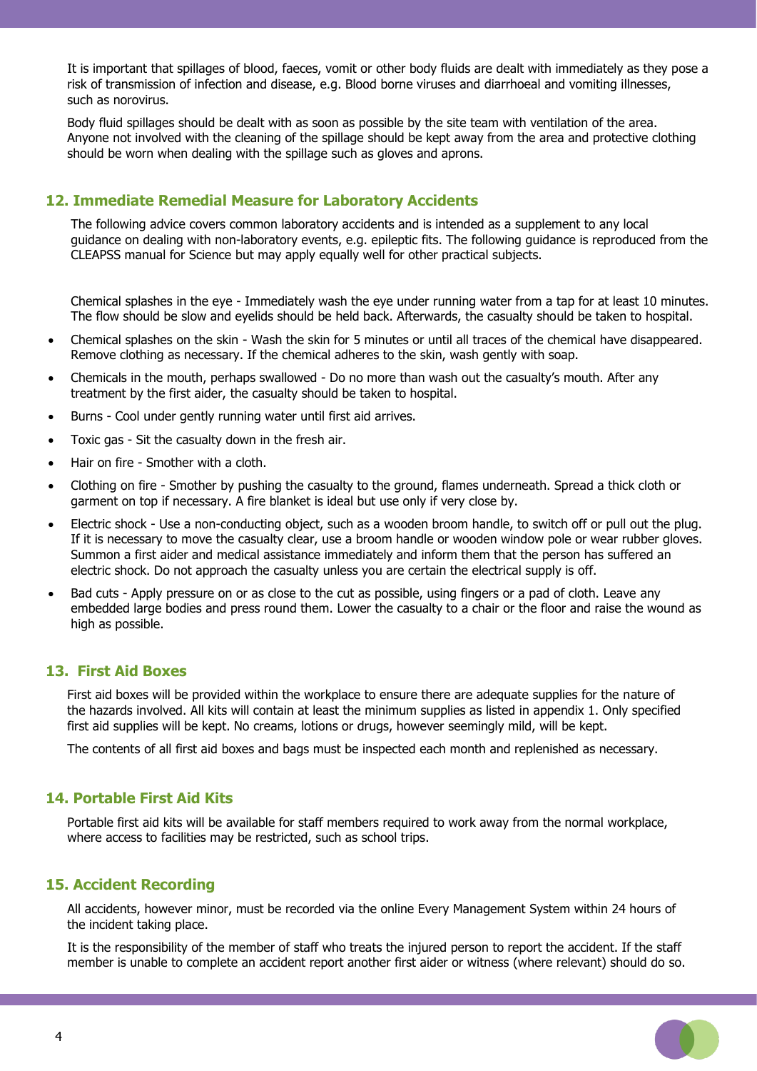It is important that spillages of blood, faeces, vomit or other body fluids are dealt with immediately as they pose a risk of transmission of infection and disease, e.g. Blood borne viruses and diarrhoeal and vomiting illnesses, such as norovirus.

Body fluid spillages should be dealt with as soon as possible by the site team with ventilation of the area. Anyone not involved with the cleaning of the spillage should be kept away from the area and protective clothing should be worn when dealing with the spillage such as gloves and aprons.

## 12. Immediate Remedial Measure for Laboratory Accidents

The following advice covers common laboratory accidents and is intended as a supplement to any local guidance on dealing with non-laboratory events, e.g. epileptic fits. The following guidance is reproduced from the CLEAPSS manual for Science but may apply equally well for other practical subjects.

Chemical splashes in the eye - Immediately wash the eye under running water from a tap for at least 10 minutes. The flow should be slow and eyelids should be held back. Afterwards, the casualty should be taken to hospital.

- Chemical splashes on the skin - Wash the skin for 5 minutes or until all traces of the chemical have disappeared. Remove clothing as necessary. If the chemical adheres to the skin, wash gently with soap.
- Chemicals in the mouth, perhaps swallowed - Do no more than wash out the casualty's mouth. After any treatment by the first aider, the casualty should be taken to hospital.
- Burns - Cool under gently running water until first aid arrives.
- Toxic gas - Sit the casualty down in the fresh air.
- Hair on fire - Smother with a cloth.
- Clothing on fire - Smother by pushing the casualty to the ground, flames underneath. Spread a thick cloth or garment on top if necessary. A fire blanket is ideal but use only if very close by.
- Electric shock - Use a non-conducting object, such as a wooden broom handle, to switch off or pull out the plug. If it is necessary to move the casualty clear, use a broom handle or wooden window pole or wear rubber gloves. Summon a first aider and medical assistance immediately and inform them that the person has suffered an electric shock. Do not approach the casualty unless you are certain the electrical supply is off.
- Bad cuts - Apply pressure on or as close to the cut as possible, using fingers or a pad of cloth. Leave any embedded large bodies and press round them. Lower the casualty to a chair or the floor and raise the wound as high as possible.

## 13. First Aid Boxes

First aid boxes will be provided within the workplace to ensure there are adequate supplies for the nature of the hazards involved. All kits will contain at least the minimum supplies as listed in appendix 1. Only specified first aid supplies will be kept. No creams, lotions or drugs, however seemingly mild, will be kept.

The contents of all first aid boxes and bags must be inspected each month and replenished as necessary.

## 14. Portable First Aid Kits

Portable first aid kits will be available for staff members required to work away from the normal workplace, where access to facilities may be restricted, such as school trips.

## 15. Accident Recording

All accidents, however minor, must be recorded via the online Every Management System within 24 hours of the incident taking place.

It is the responsibility of the member of staff who treats the injured person to report the accident. If the staff member is unable to complete an accident report another first aider or witness (where relevant) should do so.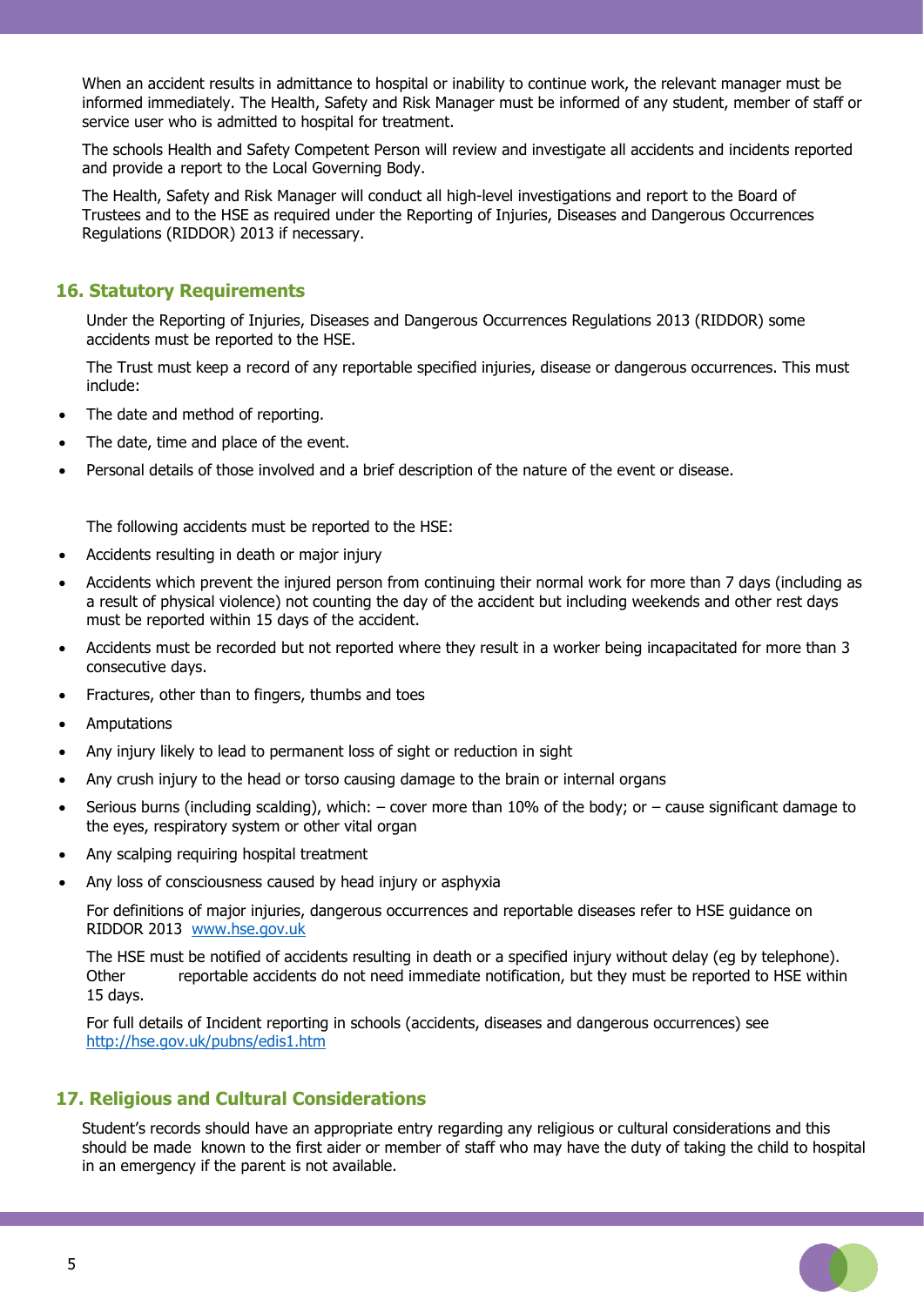When an accident results in admittance to hospital or inability to continue work, the relevant manager must be informed immediately. The Health, Safety and Risk Manager must be informed of any student, member of staff or service user who is admitted to hospital for treatment.

The schools Health and Safety Competent Person will review and investigate all accidents and incidents reported and provide a report to the Local Governing Body.

The Health, Safety and Risk Manager will conduct all high-level investigations and report to the Board of Trustees and to the HSE as required under the Reporting of Injuries, Diseases and Dangerous Occurrences Regulations (RIDDOR) 2013 if necessary.

## 16. Statutory Requirements

Under the Reporting of Injuries, Diseases and Dangerous Occurrences Regulations 2013 (RIDDOR) some accidents must be reported to the HSE.

The Trust must keep a record of any reportable specified injuries, disease or dangerous occurrences. This must include:

- The date and method of reporting.
- The date, time and place of the event.
- Personal details of those involved and a brief description of the nature of the event or disease.

The following accidents must be reported to the HSE:

- Accidents resulting in death or major injury
- Accidents which prevent the injured person from continuing their normal work for more than 7 days (including as a result of physical violence) not counting the day of the accident but including weekends and other rest days must be reported within 15 days of the accident.
- Accidents must be recorded but not reported where they result in a worker being incapacitated for more than 3 consecutive days.
- Fractures, other than to fingers, thumbs and toes
- Amputations
- Any injury likely to lead to permanent loss of sight or reduction in sight
- Any crush injury to the head or torso causing damage to the brain or internal organs
- Serious burns (including scalding), which: – cover more than 10% of the body; or – cause significant damage to the eyes, respiratory system or other vital organ
- Any scalping requiring hospital treatment
- Any loss of consciousness caused by head injury or asphyxia

For definitions of major injuries, dangerous occurrences and reportable diseases refer to HSE guidance on RIDDOR 2013 [www.hse.gov.uk](www.hse.gov.uk)

The HSE must be notified of accidents resulting in death or a specified injury without delay (eg by telephone). Other reportable accidents do not need immediate notification, but they must be reported to HSE within 15 days.

For full details of Incident reporting in schools (accidents, diseases and dangerous occurrences) see [http://hse.gov.uk/pubns/edis1.htm](http://hse.gov.uk/pubns/edis1.htm)

## 17. Religious and Cultural Considerations

Student's records should have an appropriate entry regarding any religious or cultural considerations and this should be made known to the first aider or member of staff who may have the duty of taking the child to hospital in an emergency if the parent is not available.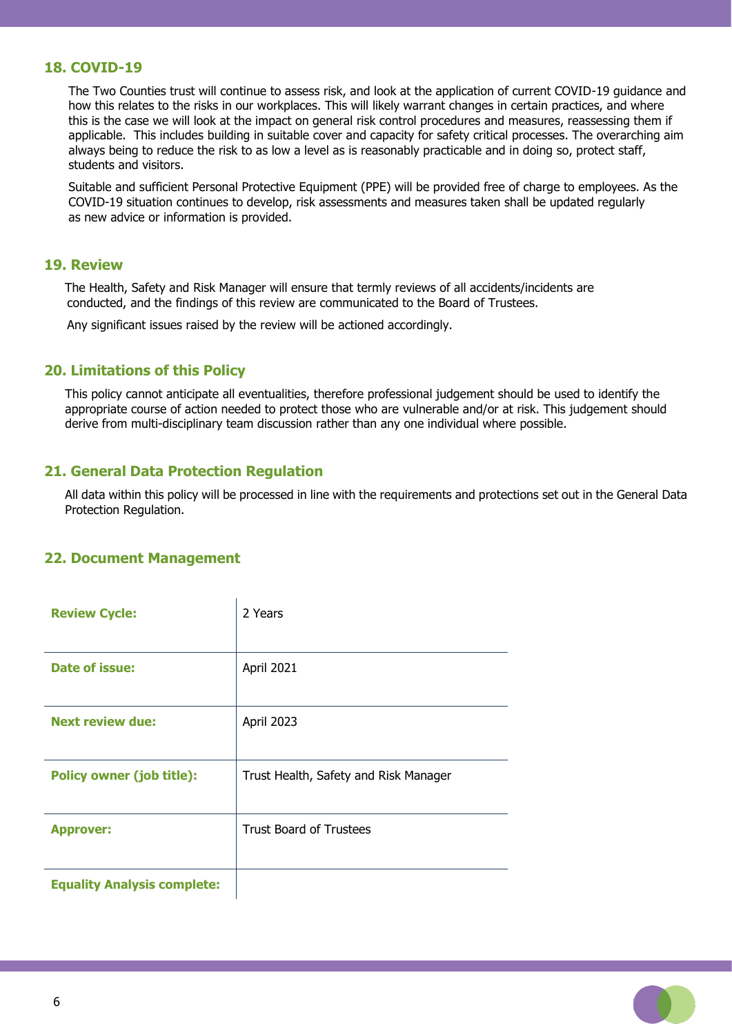## 18. COVID-19

The Two Counties trust will continue to assess risk, and look at the application of current COVID-19 guidance and how this relates to the risks in our workplaces. This will likely warrant changes in certain practices, and where this is the case we will look at the impact on general risk control procedures and measures, reassessing them if applicable. This includes building in suitable cover and capacity for safety critical processes. The overarching aim always being to reduce the risk to as low a level as is reasonably practicable and in doing so, protect staff, students and visitors.

Suitable and sufficient Personal Protective Equipment (PPE) will be provided free of charge to employees. As the COVID-19 situation continues to develop, risk assessments and measures taken shall be updated regularly as new advice or information is provided.

## 19. Review

The Health, Safety and Risk Manager will ensure that termly reviews of all accidents/incidents are conducted, and the findings of this review are communicated to the Board of Trustees.

Any significant issues raised by the review will be actioned accordingly.

## 20. Limitations of this Policy

This policy cannot anticipate all eventualities, therefore professional judgement should be used to identify the appropriate course of action needed to protect those who are vulnerable and/or at risk. This judgement should derive from multi-disciplinary team discussion rather than any one individual where possible.

## 21. General Data Protection Regulation

All data within this policy will be processed in line with the requirements and protections set out in the General Data Protection Regulation.

## 22. Document Management

| | |
|---|---|
| **Review Cycle:** | 2 Years |
| **Date of issue:** | April 2021 |
| **Next review due:** | April 2023 |
| **Policy owner (job title):** | Trust Health, Safety and Risk Manager |
| **Approver:** | Trust Board of Trustees |
| **Equality Analysis complete:** | |